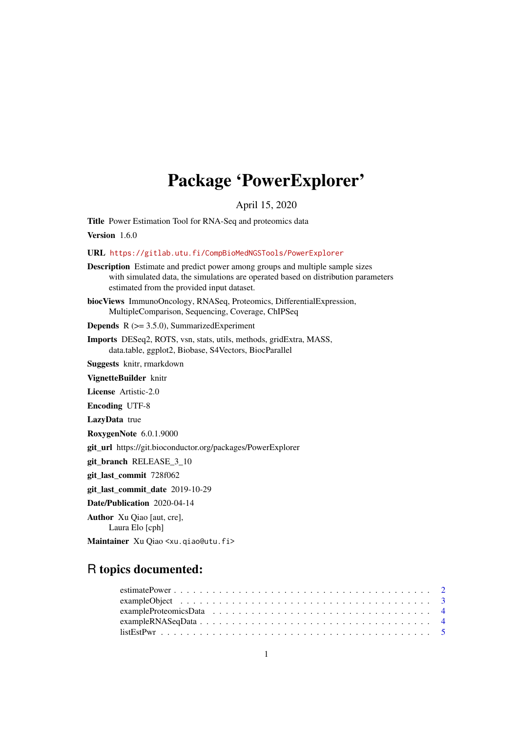# Package 'PowerExplorer'

April 15, 2020

**Title** Power Estimation Tool for RNA-Seq and proteomics data

**Version** 1.6.0

**URL** https://gitlab.utu.fi/CompBioMedNGSTools/PowerExplorer

**Description** Estimate and predict power among groups and multiple sample sizes with simulated data, the simulations are operated based on distribution parameters estimated from the provided input dataset.

**biocViews** ImmunoOncology, RNASeq, Proteomics, DifferentialExpression, MultipleComparison, Sequencing, Coverage, ChIPSeq

**Depends** R (>= 3.5.0), SummarizedExperiment

**Imports** DESeq2, ROTS, vsn, stats, utils, methods, gridExtra, MASS, data.table, ggplot2, Biobase, S4Vectors, BiocParallel

**Suggests** knitr, rmarkdown

**VignetteBuilder** knitr

**License** Artistic-2.0

**Encoding** UTF-8

**LazyData** true

**RoxygenNote** 6.0.1.9000

**git_url** https://git.bioconductor.org/packages/PowerExplorer

**git_branch** RELEASE_3_10

**git_last_commit** 728f062

**git_last_commit_date** 2019-10-29

**Date/Publication** 2020-04-14

**Author** Xu Qiao [aut, cre], Laura Elo [cph]

**Maintainer** Xu Qiao <xu.qiao@utu.fi>

## R topics documented:

estimatePower . . . . . . . . . . . . . . . . . . . . . . . . . . . . . . . . . . . . . . 2
exampleObject . . . . . . . . . . . . . . . . . . . . . . . . . . . . . . . . . . . . . . 3
exampleProteomicsData . . . . . . . . . . . . . . . . . . . . . . . . . . . . . . . . . 4
exampleRNASeqData . . . . . . . . . . . . . . . . . . . . . . . . . . . . . . . . . . 4
listEstPwr . . . . . . . . . . . . . . . . . . . . . . . . . . . . . . . . . . . . . . . . 5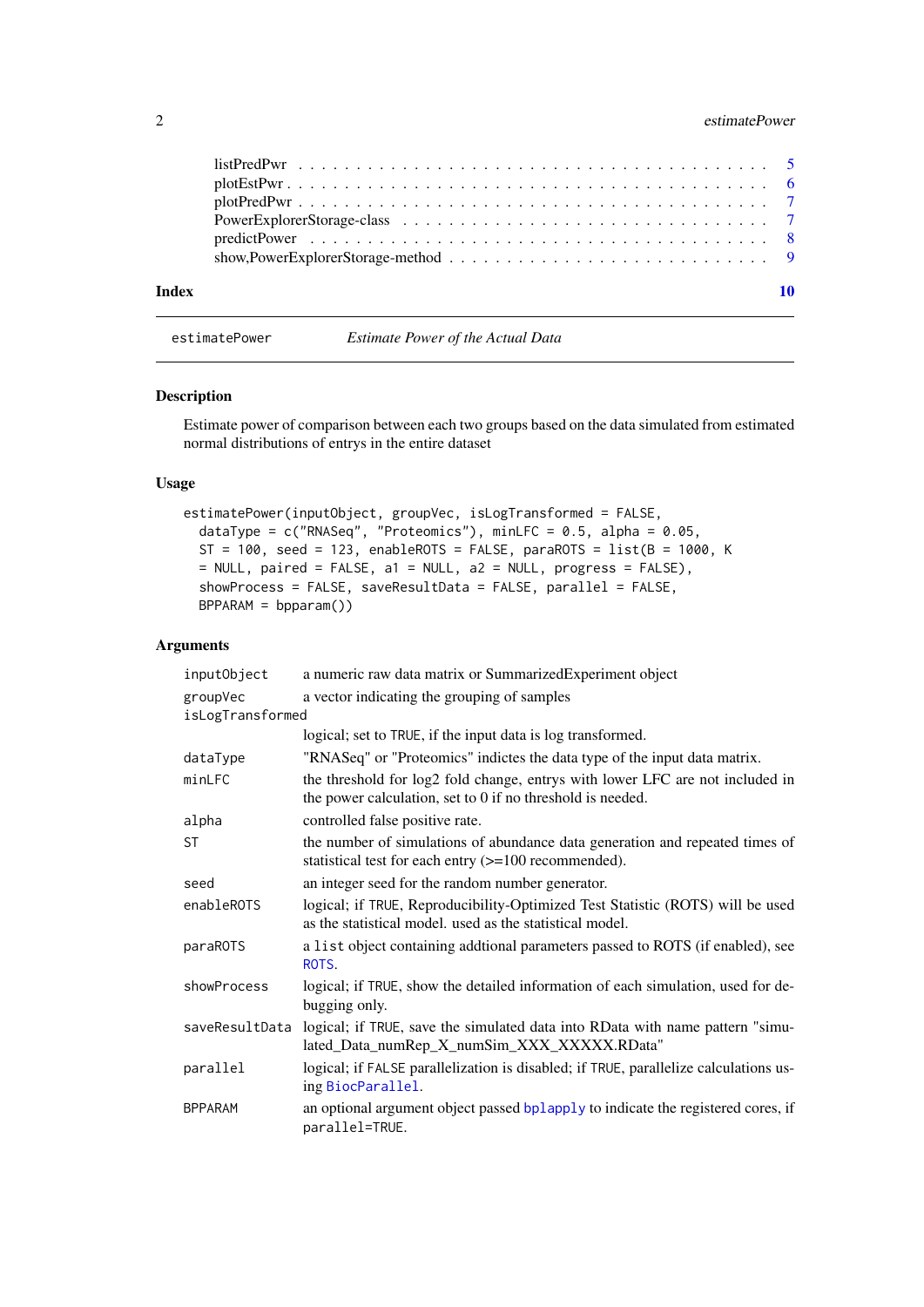listPredPwr . . . . . . . . . . . . . . . . . . . . . . . . . . . . . . . . . . . . . . . 5
plotEstPwr . . . . . . . . . . . . . . . . . . . . . . . . . . . . . . . . . . . . . . . . 6
plotPredPwr . . . . . . . . . . . . . . . . . . . . . . . . . . . . . . . . . . . . . . . 7
PowerExplorerStorage-class . . . . . . . . . . . . . . . . . . . . . . . . . . . . . . . 7
predictPower . . . . . . . . . . . . . . . . . . . . . . . . . . . . . . . . . . . . . . . 8
show,PowerExplorerStorage-method . . . . . . . . . . . . . . . . . . . . . . . . . . . 9

**Index** **10**

---

`estimatePower` *Estimate Power of the Actual Data*

---

## Description

Estimate power of comparison between each two groups based on the data simulated from estimated normal distributions of entrys in the entire dataset

## Usage

```
estimatePower(inputObject, groupVec, isLogTransformed = FALSE,
  dataType = c("RNASeq", "Proteomics"), minLFC = 0.5, alpha = 0.05,
  ST = 100, seed = 123, enableROTS = FALSE, paraROTS = list(B = 1000, K
  = NULL, paired = FALSE, a1 = NULL, a2 = NULL, progress = FALSE),
  showProcess = FALSE, saveResultData = FALSE, parallel = FALSE,
  BPPARAM = bpparam())
```

## Arguments

| | |
|---|---|
| `inputObject` | a numeric raw data matrix or SummarizedExperiment object |
| `groupVec` | a vector indicating the grouping of samples |
| `isLogTransformed` | logical; set to `TRUE`, if the input data is log transformed. |
| `dataType` | "RNASeq" or "Proteomics" indictes the data type of the input data matrix. |
| `minLFC` | the threshold for log2 fold change, entrys with lower LFC are not included in the power calculation, set to 0 if no threshold is needed. |
| `alpha` | controlled false positive rate. |
| `ST` | the number of simulations of abundance data generation and repeated times of statistical test for each entry (>=100 recommended). |
| `seed` | an integer seed for the random number generator. |
| `enableROTS` | logical; if `TRUE`, Reproducibility-Optimized Test Statistic (ROTS) will be used as the statistical model. used as the statistical model. |
| `paraROTS` | a `list` object containing addtional parameters passed to ROTS (if enabled), see `ROTS`. |
| `showProcess` | logical; if `TRUE`, show the detailed information of each simulation, used for debugging only. |
| `saveResultData` | logical; if `TRUE`, save the simulated data into RData with name pattern "simulated_Data_numRep_X_numSim_XXX_XXXXX.RData" |
| `parallel` | logical; if `FALSE` parallelization is disabled; if `TRUE`, parallelize calculations using `BiocParallel`. |
| `BPPARAM` | an optional argument object passed `bplapply` to indicate the registered cores, if `parallel=TRUE`. |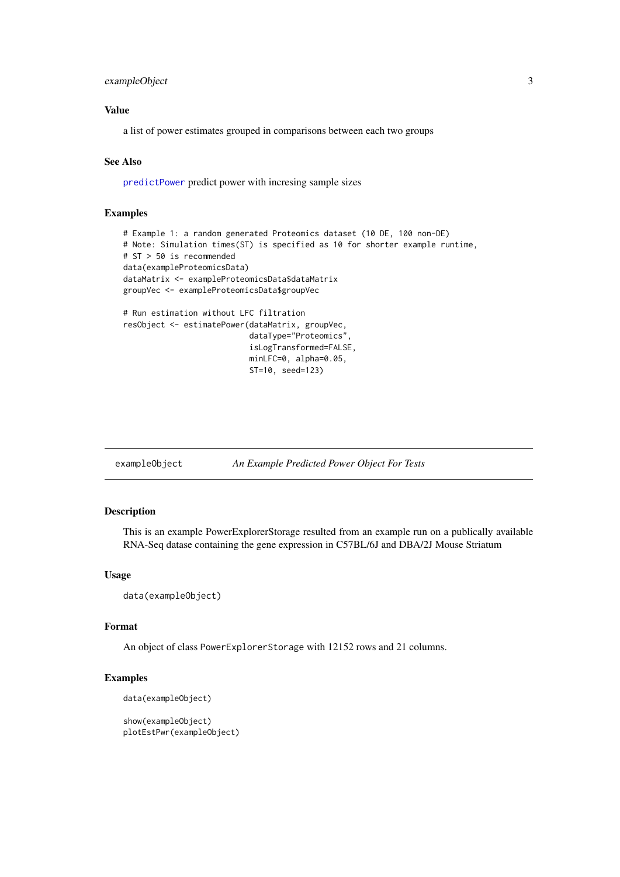### Value

a list of power estimates grouped in comparisons between each two groups

### See Also

predictPower predict power with incresing sample sizes

### Examples

```
# Example 1: a random generated Proteomics dataset (10 DE, 100 non-DE)
# Note: Simulation times(ST) is specified as 10 for shorter example runtime,
# ST > 50 is recommended
data(exampleProteomicsData)
dataMatrix <- exampleProteomicsData$dataMatrix
groupVec <- exampleProteomicsData$groupVec

# Run estimation without LFC filtration
resObject <- estimatePower(dataMatrix, groupVec,
                           dataType="Proteomics",
                           isLogTransformed=FALSE,
                           minLFC=0, alpha=0.05,
                           ST=10, seed=123)
```

---

## exampleObject — *An Example Predicted Power Object For Tests*

### Description

This is an example PowerExplorerStorage resulted from an example run on a publically available RNA-Seq datase containing the gene expression in C57BL/6J and DBA/2J Mouse Striatum

### Usage

```
data(exampleObject)
```

### Format

An object of class `PowerExplorerStorage` with 12152 rows and 21 columns.

### Examples

```
data(exampleObject)

show(exampleObject)
plotEstPwr(exampleObject)
```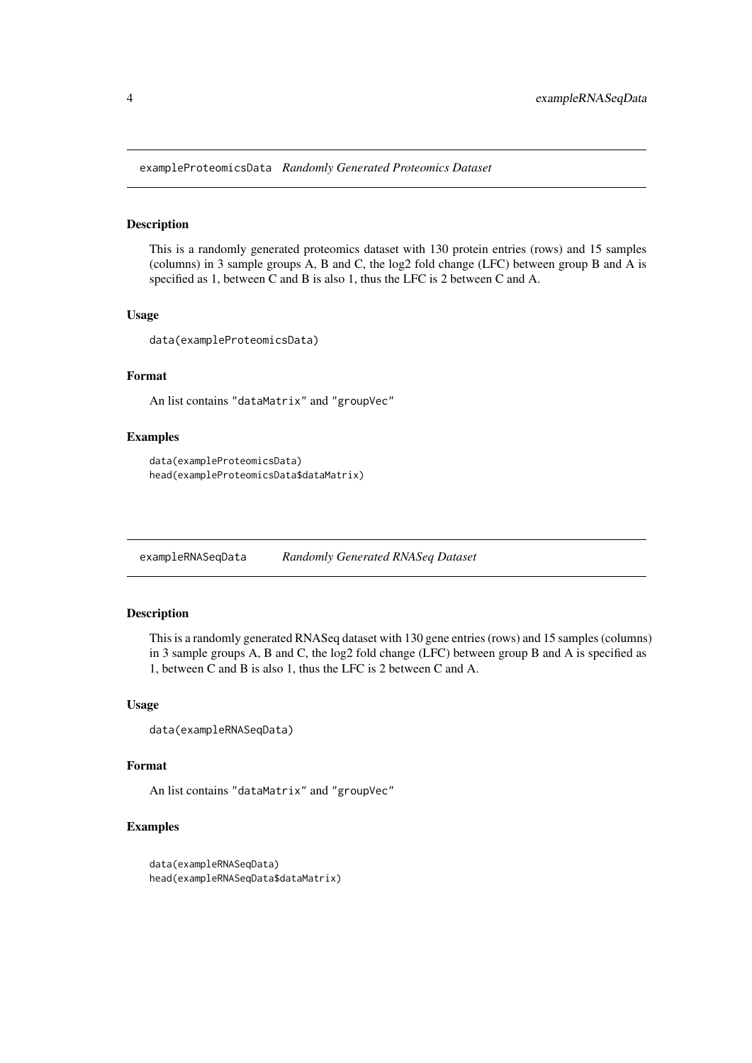## exampleProteomicsData *Randomly Generated Proteomics Dataset*

### Description

This is a randomly generated proteomics dataset with 130 protein entries (rows) and 15 samples (columns) in 3 sample groups A, B and C, the log2 fold change (LFC) between group B and A is specified as 1, between C and B is also 1, thus the LFC is 2 between C and A.

### Usage

```
data(exampleProteomicsData)
```

### Format

An list contains "dataMatrix" and "groupVec"

### Examples

```
data(exampleProteomicsData)
head(exampleProteomicsData$dataMatrix)
```

## exampleRNASeqData *Randomly Generated RNASeq Dataset*

### Description

This is a randomly generated RNASeq dataset with 130 gene entries (rows) and 15 samples (columns) in 3 sample groups A, B and C, the log2 fold change (LFC) between group B and A is specified as 1, between C and B is also 1, thus the LFC is 2 between C and A.

### Usage

```
data(exampleRNASeqData)
```

### Format

An list contains "dataMatrix" and "groupVec"

### Examples

```
data(exampleRNASeqData)
head(exampleRNASeqData$dataMatrix)
```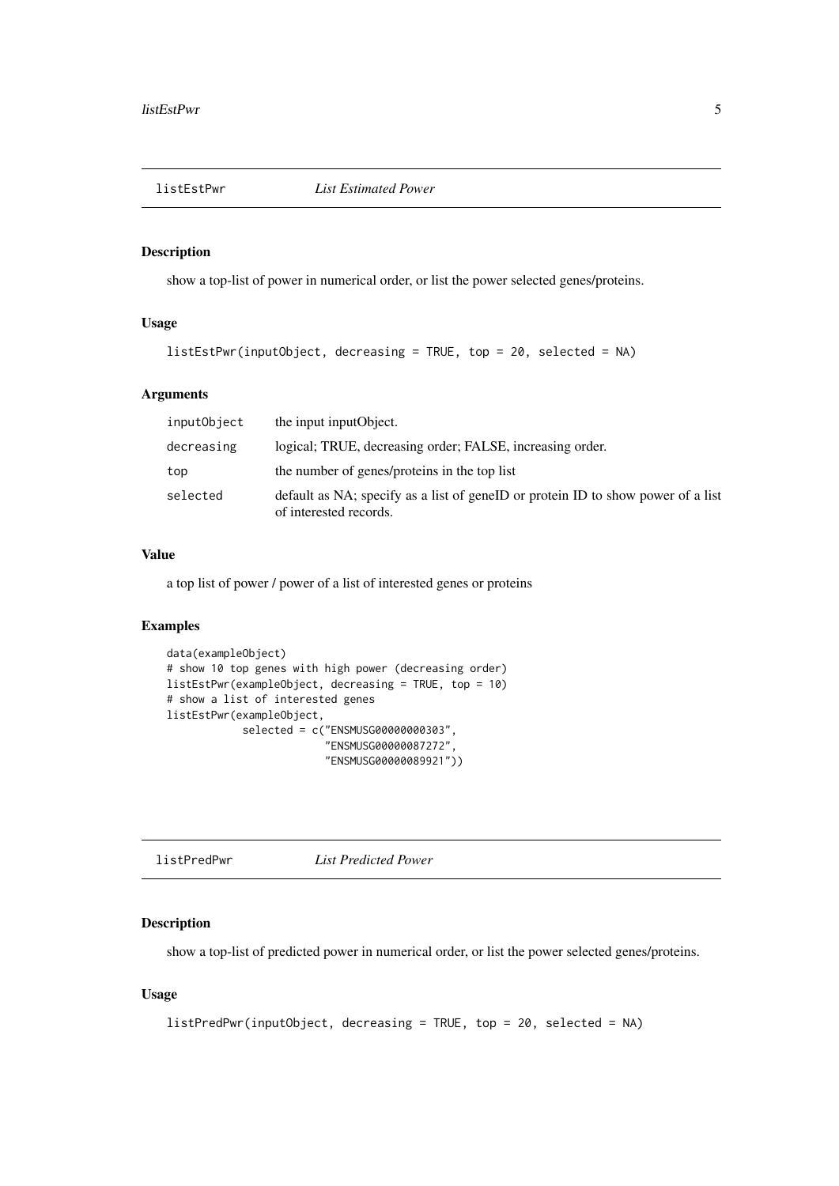## listEstPwr *List Estimated Power*

### Description

show a top-list of power in numerical order, or list the power selected genes/proteins.

### Usage

```
listEstPwr(inputObject, decreasing = TRUE, top = 20, selected = NA)
```

### Arguments

| | |
|---|---|
| inputObject | the input inputObject. |
| decreasing | logical; TRUE, decreasing order; FALSE, increasing order. |
| top | the number of genes/proteins in the top list |
| selected | default as NA; specify as a list of geneID or protein ID to show power of a list of interested records. |

### Value

a top list of power / power of a list of interested genes or proteins

### Examples

```
data(exampleObject)
# show 10 top genes with high power (decreasing order)
listEstPwr(exampleObject, decreasing = TRUE, top = 10)
# show a list of interested genes
listEstPwr(exampleObject,
           selected = c("ENSMUSG00000000303",
                        "ENSMUSG00000087272",
                        "ENSMUSG00000089921"))
```

## listPredPwr *List Predicted Power*

### Description

show a top-list of predicted power in numerical order, or list the power selected genes/proteins.

### Usage

```
listPredPwr(inputObject, decreasing = TRUE, top = 20, selected = NA)
```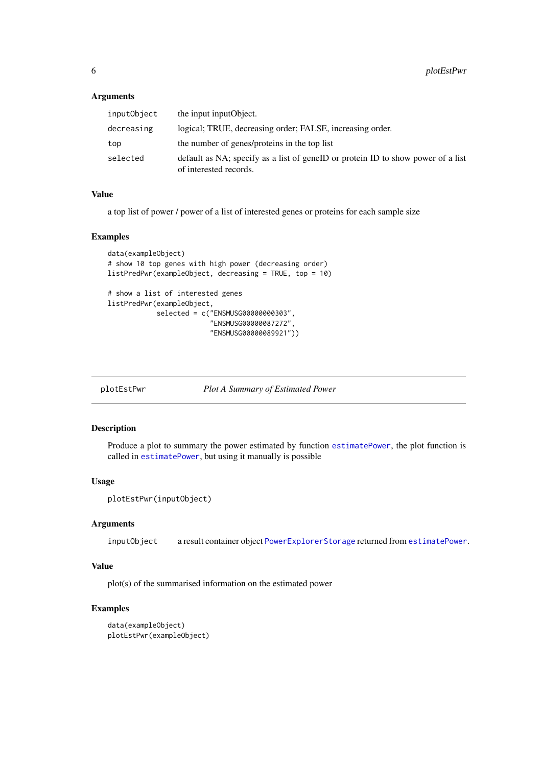### Arguments

| | |
|---|---|
| inputObject | the input inputObject. |
| decreasing | logical; TRUE, decreasing order; FALSE, increasing order. |
| top | the number of genes/proteins in the top list |
| selected | default as NA; specify as a list of geneID or protein ID to show power of a list of interested records. |

### Value

a top list of power / power of a list of interested genes or proteins for each sample size

### Examples

```
data(exampleObject)
# show 10 top genes with high power (decreasing order)
listPredPwr(exampleObject, decreasing = TRUE, top = 10)

# show a list of interested genes
listPredPwr(exampleObject,
            selected = c("ENSMUSG00000000303",
                         "ENSMUSG00000087272",
                         "ENSMUSG00000089921"))
```

---

## plotEstPwr — *Plot A Summary of Estimated Power*

### Description

Produce a plot to summary the power estimated by function `estimatePower`, the plot function is called in `estimatePower`, but using it manually is possible

### Usage

```
plotEstPwr(inputObject)
```

### Arguments

| | |
|---|---|
| inputObject | a result container object `PowerExplorerStorage` returned from `estimatePower`. |

### Value

plot(s) of the summarised information on the estimated power

### Examples

```
data(exampleObject)
plotEstPwr(exampleObject)
```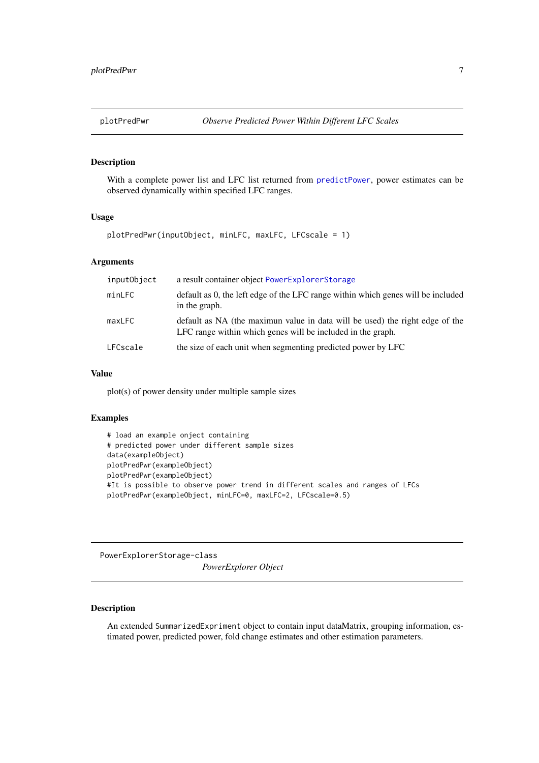## plotPredPwr — *Observe Predicted Power Within Different LFC Scales*

### Description

With a complete power list and LFC list returned from predictPower, power estimates can be observed dynamically within specified LFC ranges.

### Usage

```
plotPredPwr(inputObject, minLFC, maxLFC, LFCscale = 1)
```

### Arguments

| | |
|---|---|
| inputObject | a result container object PowerExplorerStorage |
| minLFC | default as 0, the left edge of the LFC range within which genes will be included in the graph. |
| maxLFC | default as NA (the maximun value in data will be used) the right edge of the LFC range within which genes will be included in the graph. |
| LFCscale | the size of each unit when segmenting predicted power by LFC |

### Value

plot(s) of power density under multiple sample sizes

### Examples

```
# load an example oject containing
# predicted power under different sample sizes
data(exampleObject)
plotPredPwr(exampleObject)
plotPredPwr(exampleObject)
#It is possible to observe power trend in different scales and ranges of LFCs
plotPredPwr(exampleObject, minLFC=0, maxLFC=2, LFCscale=0.5)
```

## PowerExplorerStorage-class — *PowerExplorer Object*

### Description

An extended SummarizedExpriment object to contain input dataMatrix, grouping information, estimated power, predicted power, fold change estimates and other estimation parameters.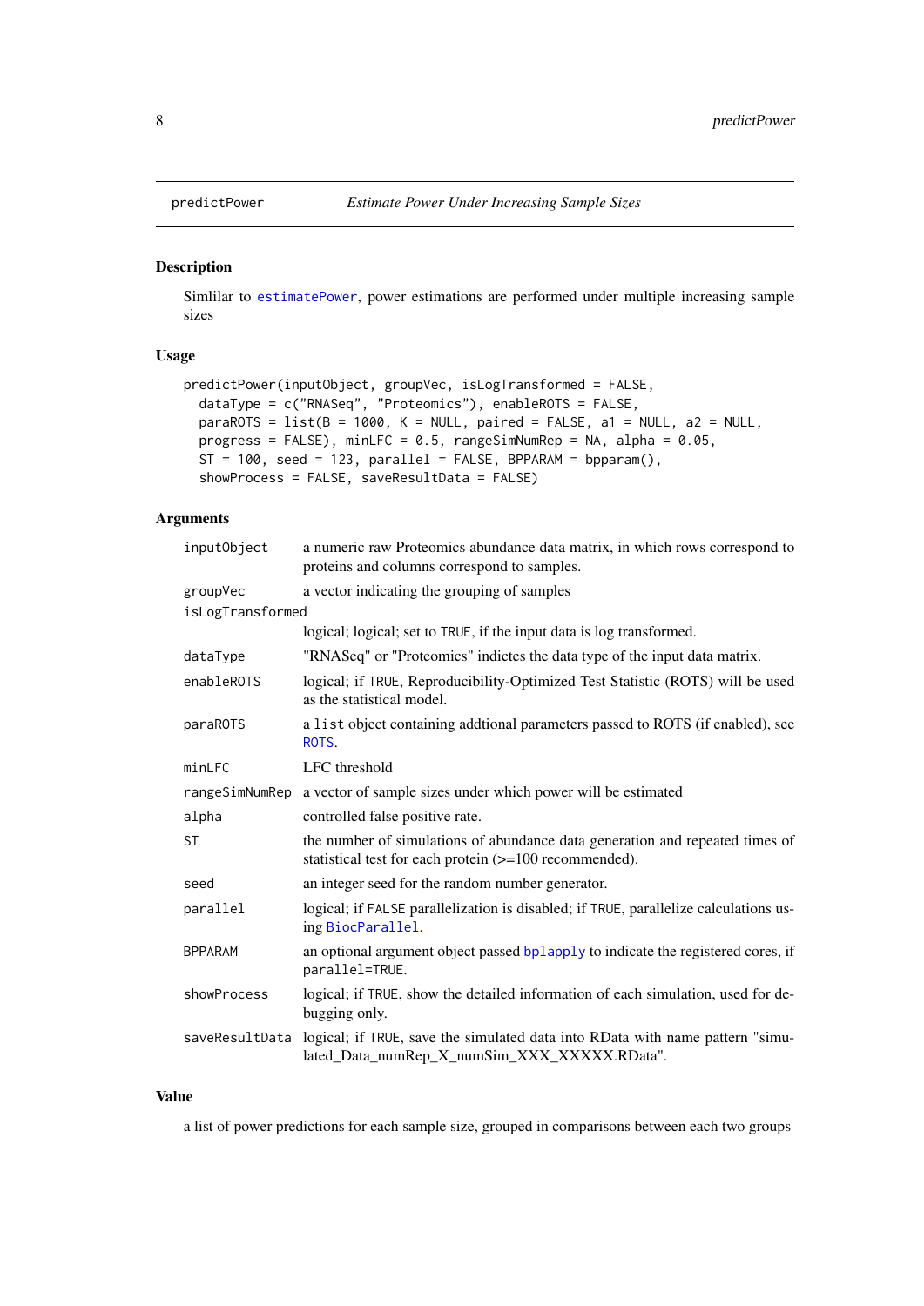# predictPower — *Estimate Power Under Increasing Sample Sizes*

## Description

Simlilar to estimatePower, power estimations are performed under multiple increasing sample sizes

## Usage

```
predictPower(inputObject, groupVec, isLogTransformed = FALSE,
  dataType = c("RNASeq", "Proteomics"), enableROTS = FALSE,
  paraROTS = list(B = 1000, K = NULL, paired = FALSE, a1 = NULL, a2 = NULL,
  progress = FALSE), minLFC = 0.5, rangeSimNumRep = NA, alpha = 0.05,
  ST = 100, seed = 123, parallel = FALSE, BPPARAM = bpparam(),
  showProcess = FALSE, saveResultData = FALSE)
```

## Arguments

| Argument | Description |
|---|---|
| `inputObject` | a numeric raw Proteomics abundance data matrix, in which rows correspond to proteins and columns correspond to samples. |
| `groupVec` | a vector indicating the grouping of samples |
| `isLogTransformed` | logical; logical; set to TRUE, if the input data is log transformed. |
| `dataType` | "RNASeq" or "Proteomics" indictes the data type of the input data matrix. |
| `enableROTS` | logical; if TRUE, Reproducibility-Optimized Test Statistic (ROTS) will be used as the statistical model. |
| `paraROTS` | a `list` object containing addtional parameters passed to ROTS (if enabled), see ROTS. |
| `minLFC` | LFC threshold |
| `rangeSimNumRep` | a vector of sample sizes under which power will be estimated |
| `alpha` | controlled false positive rate. |
| `ST` | the number of simulations of abundance data generation and repeated times of statistical test for each protein (>=100 recommended). |
| `seed` | an integer seed for the random number generator. |
| `parallel` | logical; if FALSE parallelization is disabled; if TRUE, parallelize calculations using BiocParallel. |
| `BPPARAM` | an optional argument object passed bplapply to indicate the registered cores, if `parallel=TRUE`. |
| `showProcess` | logical; if TRUE, show the detailed information of each simulation, used for debugging only. |
| `saveResultData` | logical; if TRUE, save the simulated data into RData with name pattern "simulated_Data_numRep_X_numSim_XXX_XXXXX.RData". |

## Value

a list of power predictions for each sample size, grouped in comparisons between each two groups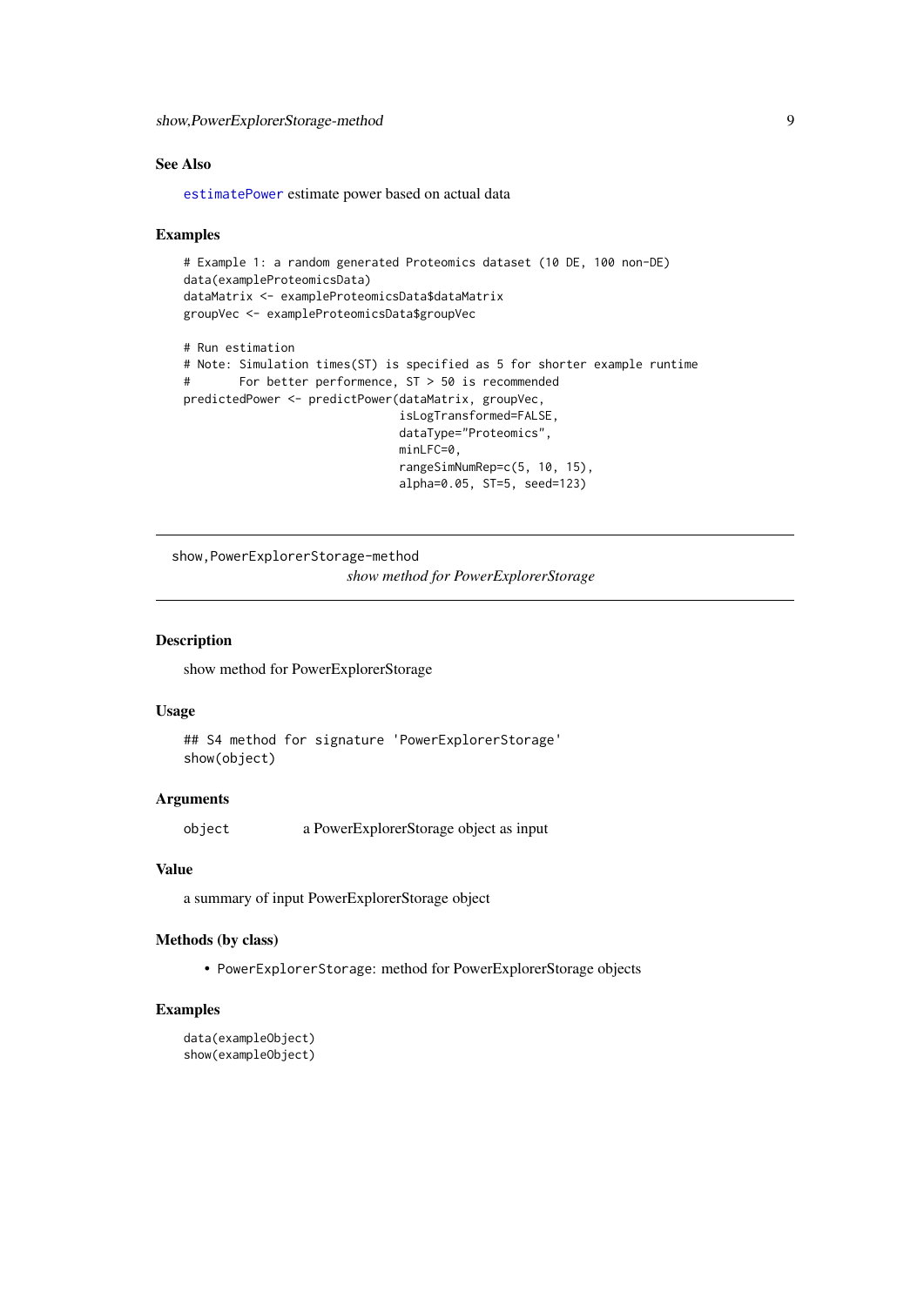### See Also

`estimatePower` estimate power based on actual data

### Examples

```
# Example 1: a random generated Proteomics dataset (10 DE, 100 non-DE)
data(exampleProteomicsData)
dataMatrix <- exampleProteomicsData$dataMatrix
groupVec <- exampleProteomicsData$groupVec

# Run estimation
# Note: Simulation times(ST) is specified as 5 for shorter example runtime
#       For better performence, ST > 50 is recommended
predictedPower <- predictPower(dataMatrix, groupVec,
                               isLogTransformed=FALSE,
                               dataType="Proteomics",
                               minLFC=0,
                               rangeSimNumRep=c(5, 10, 15),
                               alpha=0.05, ST=5, seed=123)
```

---

## show,PowerExplorerStorage-method

*show method for PowerExplorerStorage*

---

### Description

show method for PowerExplorerStorage

### Usage

```
## S4 method for signature 'PowerExplorerStorage'
show(object)
```

### Arguments

| | |
|---|---|
| `object` | a PowerExplorerStorage object as input |

### Value

a summary of input PowerExplorerStorage object

### Methods (by class)

- `PowerExplorerStorage`: method for PowerExplorerStorage objects

### Examples

```
data(exampleObject)
show(exampleObject)
```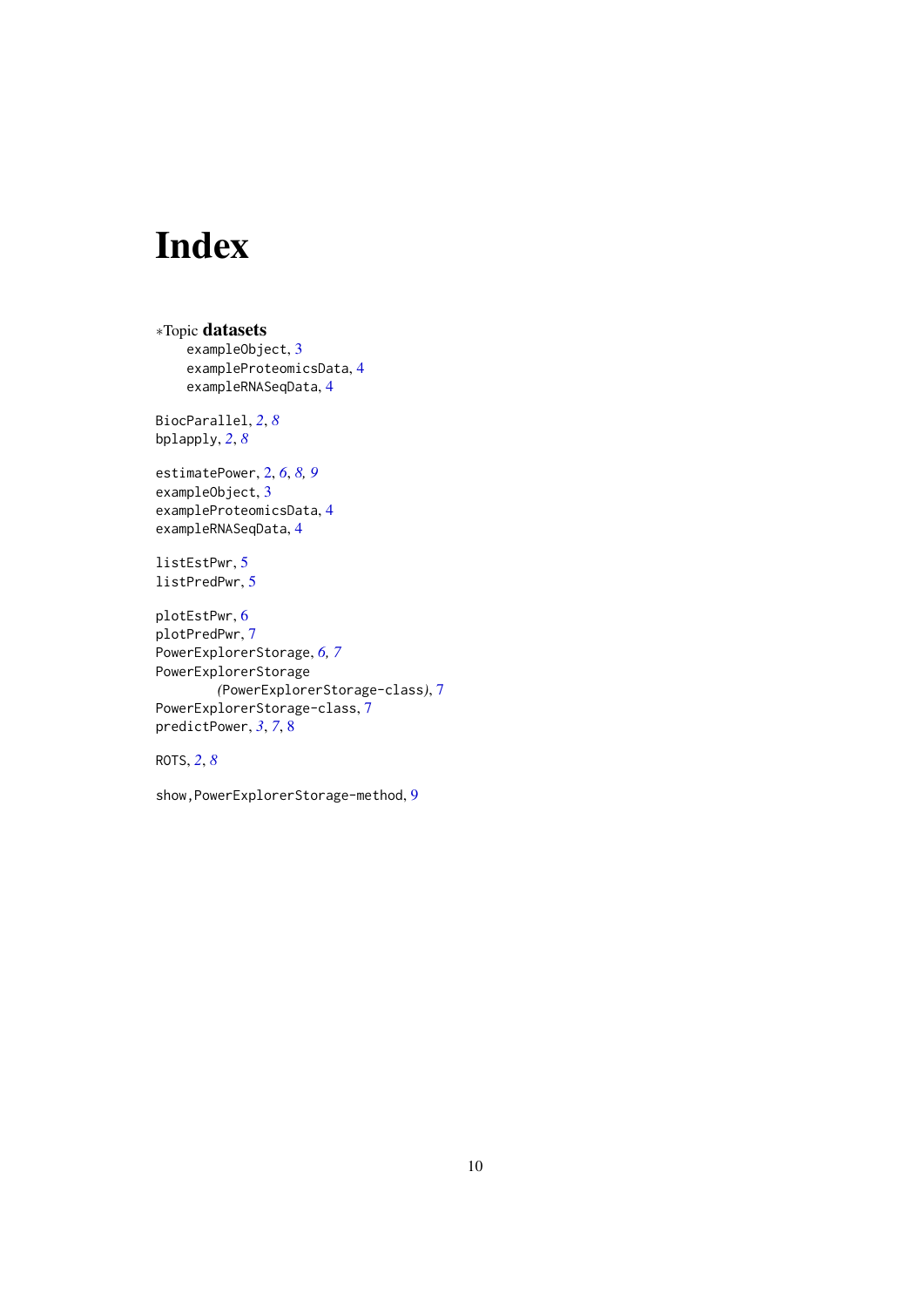# Index

*Topic **datasets**
- exampleObject, 3
- exampleProteomicsData, 4
- exampleRNASeqData, 4

BiocParallel, *2*, *8*
bplapply, *2*, *8*

estimatePower, 2, *6*, *8, 9*
exampleObject, 3
exampleProteomicsData, 4
exampleRNASeqData, 4

listEstPwr, 5
listPredPwr, 5

plotEstPwr, 6
plotPredPwr, 7
PowerExplorerStorage, *6, 7*
PowerExplorerStorage
&nbsp;&nbsp;&nbsp;&nbsp;&nbsp;&nbsp;&nbsp;&nbsp;(PowerExplorerStorage-class), 7
PowerExplorerStorage-class, 7
predictPower, *3*, *7*, 8

ROTS, *2*, *8*

show,PowerExplorerStorage-method, 9